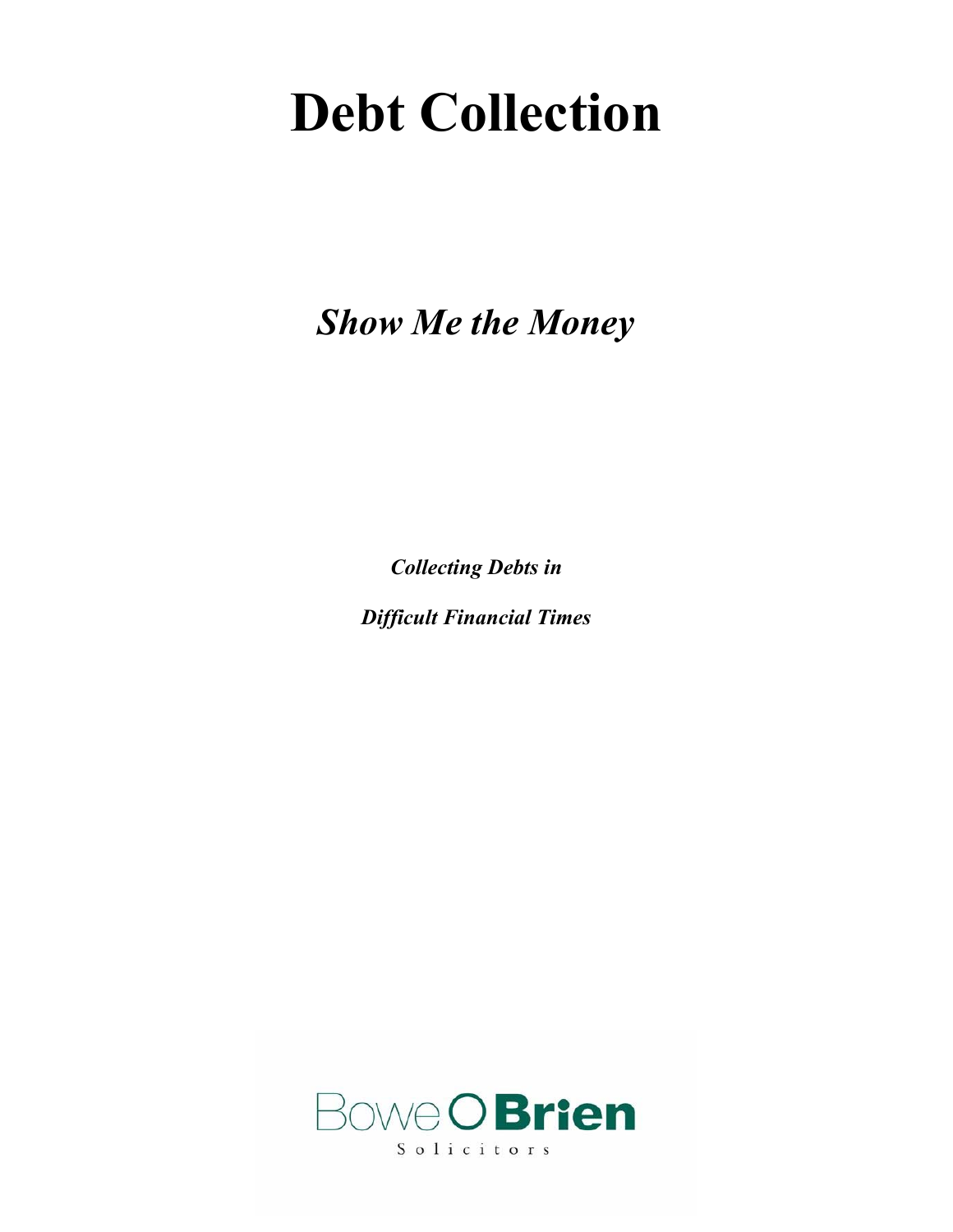# Debt Collection

## *Show Me the Money*

***Collecting Debts in***

***Difficult Financial Times***

Bowe O Brien

Solicitors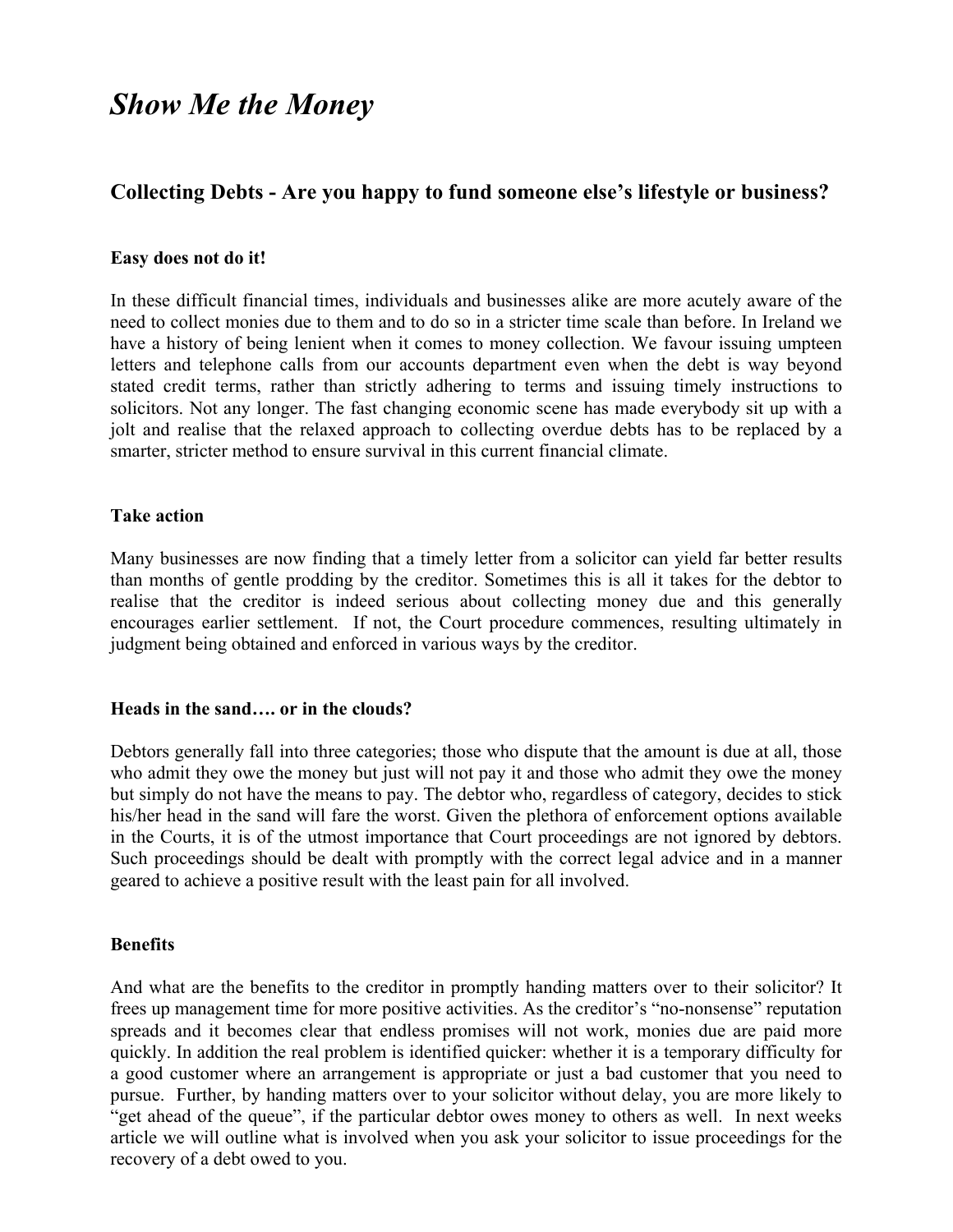# *Show Me the Money*

## Collecting Debts - Are you happy to fund someone else's lifestyle or business?

### Easy does not do it!

In these difficult financial times, individuals and businesses alike are more acutely aware of the need to collect monies due to them and to do so in a stricter time scale than before. In Ireland we have a history of being lenient when it comes to money collection. We favour issuing umpteen letters and telephone calls from our accounts department even when the debt is way beyond stated credit terms, rather than strictly adhering to terms and issuing timely instructions to solicitors. Not any longer. The fast changing economic scene has made everybody sit up with a jolt and realise that the relaxed approach to collecting overdue debts has to be replaced by a smarter, stricter method to ensure survival in this current financial climate.

### Take action

Many businesses are now finding that a timely letter from a solicitor can yield far better results than months of gentle prodding by the creditor. Sometimes this is all it takes for the debtor to realise that the creditor is indeed serious about collecting money due and this generally encourages earlier settlement. If not, the Court procedure commences, resulting ultimately in judgment being obtained and enforced in various ways by the creditor.

### Heads in the sand…. or in the clouds?

Debtors generally fall into three categories; those who dispute that the amount is due at all, those who admit they owe the money but just will not pay it and those who admit they owe the money but simply do not have the means to pay. The debtor who, regardless of category, decides to stick his/her head in the sand will fare the worst. Given the plethora of enforcement options available in the Courts, it is of the utmost importance that Court proceedings are not ignored by debtors. Such proceedings should be dealt with promptly with the correct legal advice and in a manner geared to achieve a positive result with the least pain for all involved.

### Benefits

And what are the benefits to the creditor in promptly handing matters over to their solicitor? It frees up management time for more positive activities. As the creditor's "no-nonsense" reputation spreads and it becomes clear that endless promises will not work, monies due are paid more quickly. In addition the real problem is identified quicker: whether it is a temporary difficulty for a good customer where an arrangement is appropriate or just a bad customer that you need to pursue. Further, by handing matters over to your solicitor without delay, you are more likely to "get ahead of the queue", if the particular debtor owes money to others as well. In next weeks article we will outline what is involved when you ask your solicitor to issue proceedings for the recovery of a debt owed to you.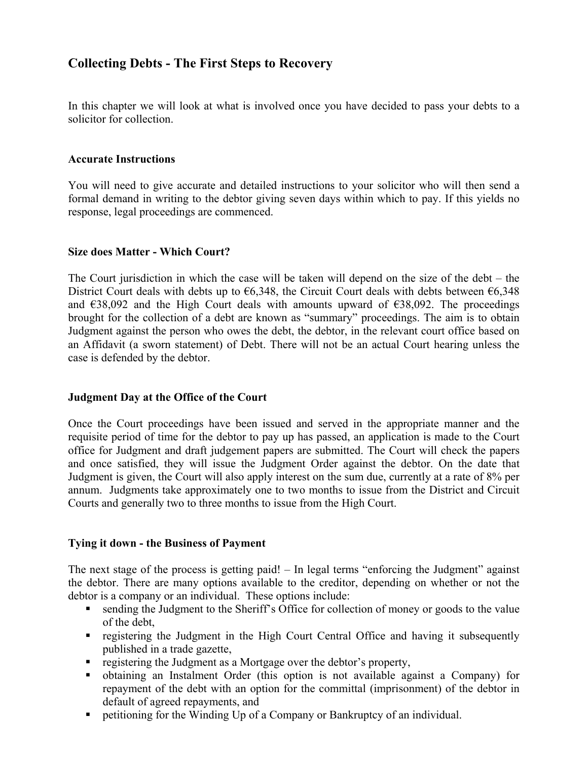## Collecting Debts - The First Steps to Recovery

In this chapter we will look at what is involved once you have decided to pass your debts to a solicitor for collection.

### Accurate Instructions

You will need to give accurate and detailed instructions to your solicitor who will then send a formal demand in writing to the debtor giving seven days within which to pay. If this yields no response, legal proceedings are commenced.

### Size does Matter - Which Court?

The Court jurisdiction in which the case will be taken will depend on the size of the debt – the District Court deals with debts up to €6,348, the Circuit Court deals with debts between €6,348 and €38,092 and the High Court deals with amounts upward of €38,092. The proceedings brought for the collection of a debt are known as "summary" proceedings. The aim is to obtain Judgment against the person who owes the debt, the debtor, in the relevant court office based on an Affidavit (a sworn statement) of Debt. There will not be an actual Court hearing unless the case is defended by the debtor.

### Judgment Day at the Office of the Court

Once the Court proceedings have been issued and served in the appropriate manner and the requisite period of time for the debtor to pay up has passed, an application is made to the Court office for Judgment and draft judgement papers are submitted. The Court will check the papers and once satisfied, they will issue the Judgment Order against the debtor. On the date that Judgment is given, the Court will also apply interest on the sum due, currently at a rate of 8% per annum. Judgments take approximately one to two months to issue from the District and Circuit Courts and generally two to three months to issue from the High Court.

### Tying it down - the Business of Payment

The next stage of the process is getting paid! – In legal terms "enforcing the Judgment" against the debtor. There are many options available to the creditor, depending on whether or not the debtor is a company or an individual. These options include:

- sending the Judgment to the Sheriff's Office for collection of money or goods to the value of the debt,
- registering the Judgment in the High Court Central Office and having it subsequently published in a trade gazette,
- registering the Judgment as a Mortgage over the debtor's property,
- obtaining an Instalment Order (this option is not available against a Company) for repayment of the debt with an option for the committal (imprisonment) of the debtor in default of agreed repayments, and
- petitioning for the Winding Up of a Company or Bankruptcy of an individual.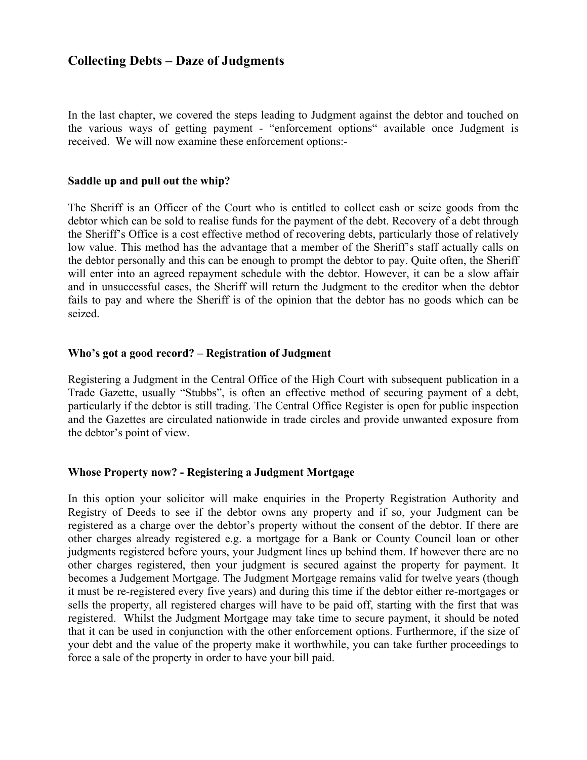## Collecting Debts – Daze of Judgments

In the last chapter, we covered the steps leading to Judgment against the debtor and touched on the various ways of getting payment - "enforcement options" available once Judgment is received. We will now examine these enforcement options:-

### Saddle up and pull out the whip?

The Sheriff is an Officer of the Court who is entitled to collect cash or seize goods from the debtor which can be sold to realise funds for the payment of the debt. Recovery of a debt through the Sheriff's Office is a cost effective method of recovering debts, particularly those of relatively low value. This method has the advantage that a member of the Sheriff's staff actually calls on the debtor personally and this can be enough to prompt the debtor to pay. Quite often, the Sheriff will enter into an agreed repayment schedule with the debtor. However, it can be a slow affair and in unsuccessful cases, the Sheriff will return the Judgment to the creditor when the debtor fails to pay and where the Sheriff is of the opinion that the debtor has no goods which can be seized.

### Who's got a good record? – Registration of Judgment

Registering a Judgment in the Central Office of the High Court with subsequent publication in a Trade Gazette, usually "Stubbs", is often an effective method of securing payment of a debt, particularly if the debtor is still trading. The Central Office Register is open for public inspection and the Gazettes are circulated nationwide in trade circles and provide unwanted exposure from the debtor's point of view.

### Whose Property now? - Registering a Judgment Mortgage

In this option your solicitor will make enquiries in the Property Registration Authority and Registry of Deeds to see if the debtor owns any property and if so, your Judgment can be registered as a charge over the debtor's property without the consent of the debtor. If there are other charges already registered e.g. a mortgage for a Bank or County Council loan or other judgments registered before yours, your Judgment lines up behind them. If however there are no other charges registered, then your judgment is secured against the property for payment. It becomes a Judgement Mortgage. The Judgment Mortgage remains valid for twelve years (though it must be re-registered every five years) and during this time if the debtor either re-mortgages or sells the property, all registered charges will have to be paid off, starting with the first that was registered. Whilst the Judgment Mortgage may take time to secure payment, it should be noted that it can be used in conjunction with the other enforcement options. Furthermore, if the size of your debt and the value of the property make it worthwhile, you can take further proceedings to force a sale of the property in order to have your bill paid.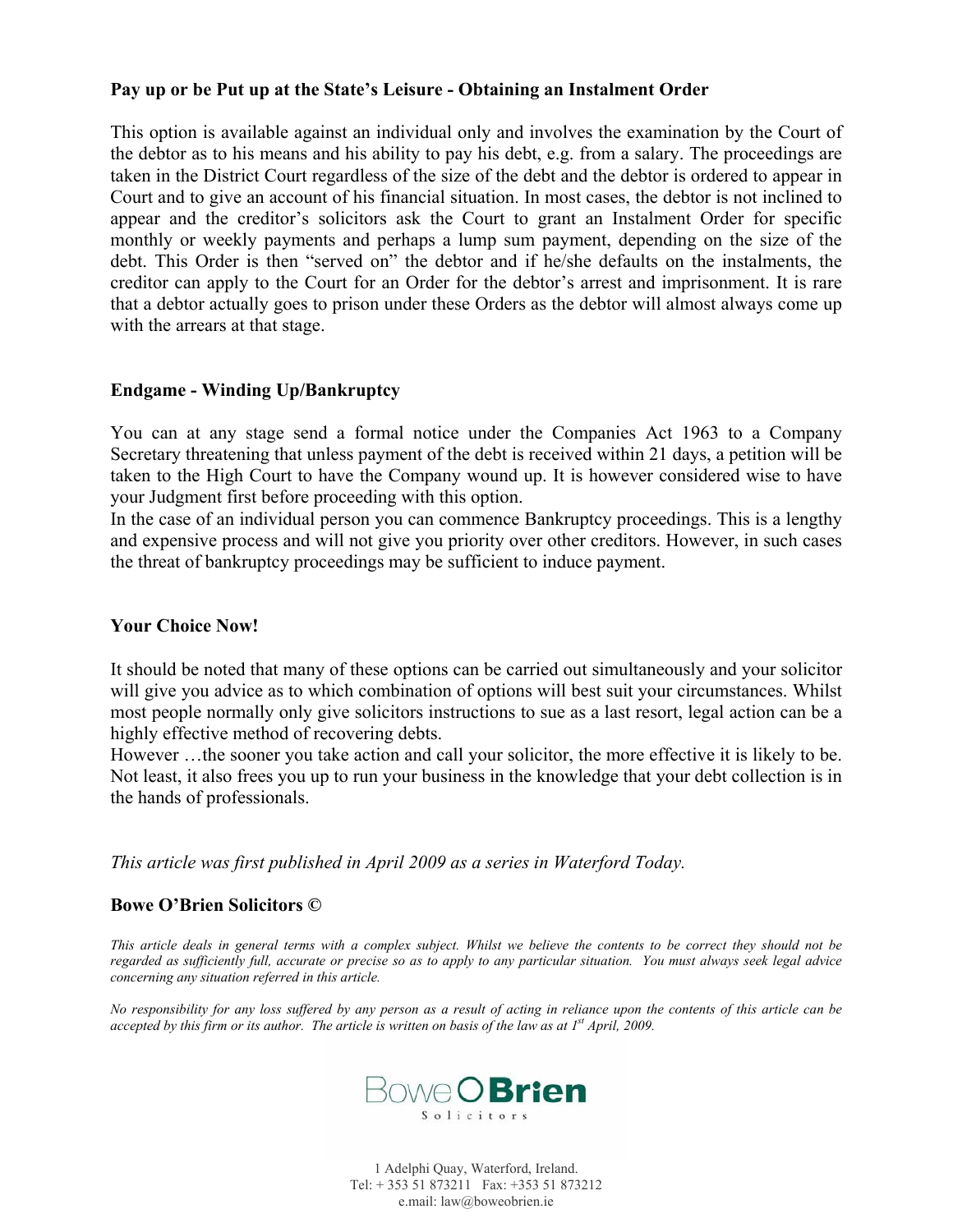**Pay up or be Put up at the State's Leisure - Obtaining an Instalment Order**

This option is available against an individual only and involves the examination by the Court of the debtor as to his means and his ability to pay his debt, e.g. from a salary. The proceedings are taken in the District Court regardless of the size of the debt and the debtor is ordered to appear in Court and to give an account of his financial situation. In most cases, the debtor is not inclined to appear and the creditor's solicitors ask the Court to grant an Instalment Order for specific monthly or weekly payments and perhaps a lump sum payment, depending on the size of the debt. This Order is then "served on" the debtor and if he/she defaults on the instalments, the creditor can apply to the Court for an Order for the debtor's arrest and imprisonment. It is rare that a debtor actually goes to prison under these Orders as the debtor will almost always come up with the arrears at that stage.

**Endgame - Winding Up/Bankruptcy**

You can at any stage send a formal notice under the Companies Act 1963 to a Company Secretary threatening that unless payment of the debt is received within 21 days, a petition will be taken to the High Court to have the Company wound up. It is however considered wise to have your Judgment first before proceeding with this option.

In the case of an individual person you can commence Bankruptcy proceedings. This is a lengthy and expensive process and will not give you priority over other creditors. However, in such cases the threat of bankruptcy proceedings may be sufficient to induce payment.

**Your Choice Now!**

It should be noted that many of these options can be carried out simultaneously and your solicitor will give you advice as to which combination of options will best suit your circumstances. Whilst most people normally only give solicitors instructions to sue as a last resort, legal action can be a highly effective method of recovering debts.

However …the sooner you take action and call your solicitor, the more effective it is likely to be. Not least, it also frees you up to run your business in the knowledge that your debt collection is in the hands of professionals.

*This article was first published in April 2009 as a series in Waterford Today.*

**Bowe O'Brien Solicitors ©**

*This article deals in general terms with a complex subject. Whilst we believe the contents to be correct they should not be regarded as sufficiently full, accurate or precise so as to apply to any particular situation. You must always seek legal advice concerning any situation referred in this article.*

*No responsibility for any loss suffered by any person as a result of acting in reliance upon the contents of this article can be accepted by this firm or its author. The article is written on basis of the law as at 1st April, 2009.*

Bowe O Brien
Solicitors

1 Adelphi Quay, Waterford, Ireland.
Tel: + 353 51 873211 Fax: +353 51 873212
e.mail: law@boweobrien.ie